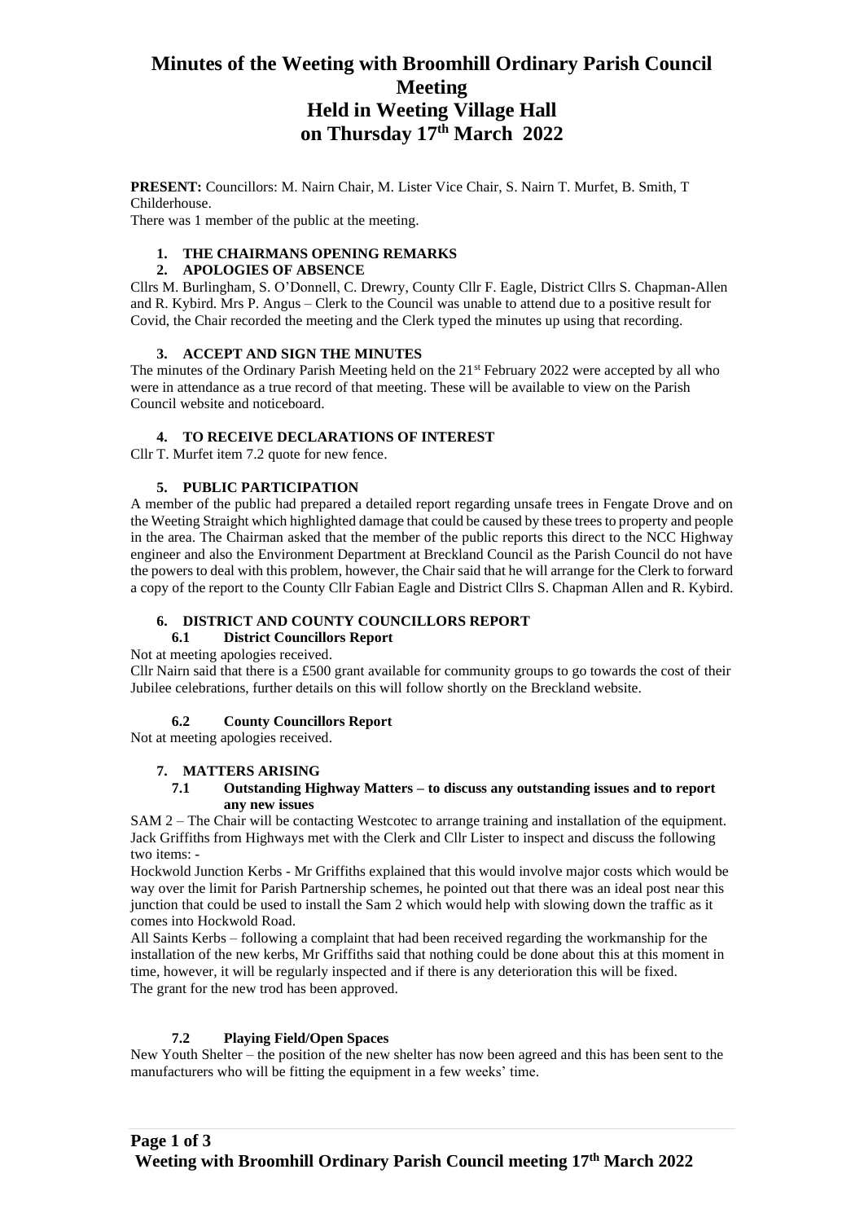# Minutes of the Weeting with Broomhill Ordinary Parish Council Meeting
# Held in Weeting Village Hall
# on Thursday 17th March 2022

**PRESENT:** Councillors: M. Nairn Chair, M. Lister Vice Chair, S. Nairn T. Murfet, B. Smith, T Childerhouse.

There was 1 member of the public at the meeting.

1. **THE CHAIRMANS OPENING REMARKS**
2. **APOLOGIES OF ABSENCE**

Cllrs M. Burlingham, S. O'Donnell, C. Drewry, County Cllr F. Eagle, District Cllrs S. Chapman-Allen and R. Kybird. Mrs P. Angus – Clerk to the Council was unable to attend due to a positive result for Covid, the Chair recorded the meeting and the Clerk typed the minutes up using that recording.

3. **ACCEPT AND SIGN THE MINUTES**

The minutes of the Ordinary Parish Meeting held on the 21st February 2022 were accepted by all who were in attendance as a true record of that meeting. These will be available to view on the Parish Council website and noticeboard.

4. **TO RECEIVE DECLARATIONS OF INTEREST**

Cllr T. Murfet item 7.2 quote for new fence.

5. **PUBLIC PARTICIPATION**

A member of the public had prepared a detailed report regarding unsafe trees in Fengate Drove and on the Weeting Straight which highlighted damage that could be caused by these trees to property and people in the area. The Chairman asked that the member of the public reports this direct to the NCC Highway engineer and also the Environment Department at Breckland Council as the Parish Council do not have the powers to deal with this problem, however, the Chair said that he will arrange for the Clerk to forward a copy of the report to the County Cllr Fabian Eagle and District Cllrs S. Chapman Allen and R. Kybird.

6. **DISTRICT AND COUNTY COUNCILLORS REPORT**

**6.1 District Councillors Report**

Not at meeting apologies received.

Cllr Nairn said that there is a £500 grant available for community groups to go towards the cost of their Jubilee celebrations, further details on this will follow shortly on the Breckland website.

**6.2 County Councillors Report**

Not at meeting apologies received.

7. **MATTERS ARISING**

**7.1 Outstanding Highway Matters – to discuss any outstanding issues and to report any new issues**

SAM 2 – The Chair will be contacting Westcotec to arrange training and installation of the equipment. Jack Griffiths from Highways met with the Clerk and Cllr Lister to inspect and discuss the following two items: -

Hockwold Junction Kerbs - Mr Griffiths explained that this would involve major costs which would be way over the limit for Parish Partnership schemes, he pointed out that there was an ideal post near this junction that could be used to install the Sam 2 which would help with slowing down the traffic as it comes into Hockwold Road.

All Saints Kerbs – following a complaint that had been received regarding the workmanship for the installation of the new kerbs, Mr Griffiths said that nothing could be done about this at this moment in time, however, it will be regularly inspected and if there is any deterioration this will be fixed.

The grant for the new trod has been approved.

**7.2 Playing Field/Open Spaces**

New Youth Shelter – the position of the new shelter has now been agreed and this has been sent to the manufacturers who will be fitting the equipment in a few weeks' time.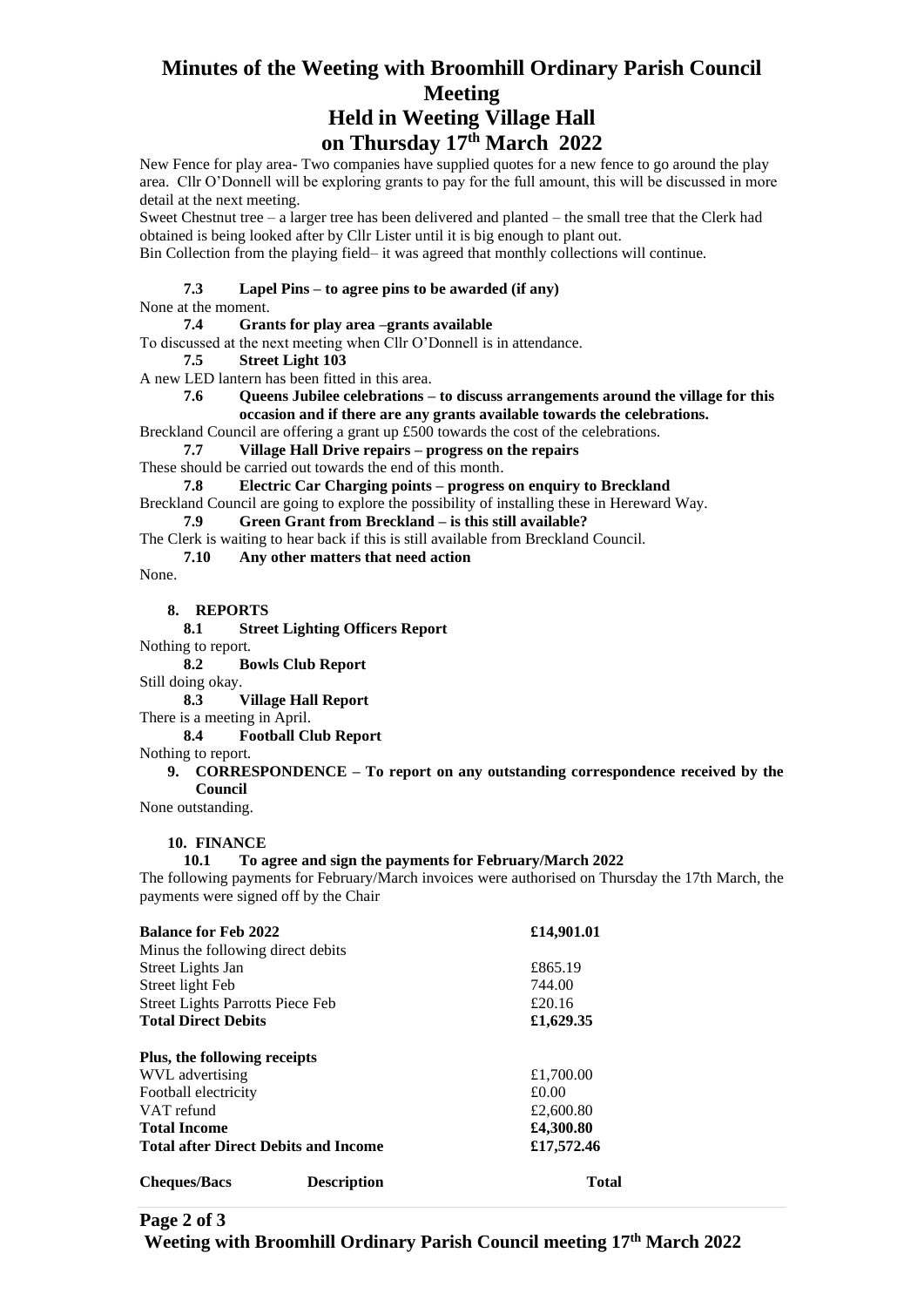# Minutes of the Weeting with Broomhill Ordinary Parish Council Meeting
## Held in Weeting Village Hall
## on Thursday 17th March 2022

New Fence for play area- Two companies have supplied quotes for a new fence to go around the play area. Cllr O'Donnell will be exploring grants to pay for the full amount, this will be discussed in more detail at the next meeting.

Sweet Chestnut tree – a larger tree has been delivered and planted – the small tree that the Clerk had obtained is being looked after by Cllr Lister until it is big enough to plant out.

Bin Collection from the playing field– it was agreed that monthly collections will continue.

**7.3 Lapel Pins – to agree pins to be awarded (if any)**

None at the moment.

**7.4 Grants for play area –grants available**

To discussed at the next meeting when Cllr O'Donnell is in attendance.

**7.5 Street Light 103**

A new LED lantern has been fitted in this area.

**7.6 Queens Jubilee celebrations – to discuss arrangements around the village for this occasion and if there are any grants available towards the celebrations.**

Breckland Council are offering a grant up £500 towards the cost of the celebrations.

**7.7 Village Hall Drive repairs – progress on the repairs**

These should be carried out towards the end of this month.

**7.8 Electric Car Charging points – progress on enquiry to Breckland**

Breckland Council are going to explore the possibility of installing these in Hereward Way.

**7.9 Green Grant from Breckland – is this still available?**

The Clerk is waiting to hear back if this is still available from Breckland Council.

**7.10 Any other matters that need action**

None.

**8. REPORTS**

**8.1 Street Lighting Officers Report**

Nothing to report.

**8.2 Bowls Club Report**

Still doing okay.

**8.3 Village Hall Report**

There is a meeting in April.

**8.4 Football Club Report**

Nothing to report.

**9. CORRESPONDENCE – To report on any outstanding correspondence received by the Council**

None outstanding.

**10. FINANCE**

**10.1 To agree and sign the payments for February/March 2022**

The following payments for February/March invoices were authorised on Thursday the 17th March, the payments were signed off by the Chair

| | |
|---|---|
| **Balance for Feb 2022** | **£14,901.01** |
| Minus the following direct debits | |
| Street Lights Jan | £865.19 |
| Street light Feb | 744.00 |
| Street Lights Parrotts Piece Feb | £20.16 |
| **Total Direct Debits** | **£1,629.35** |
| | |
| **Plus, the following receipts** | |
| WVL advertising | £1,700.00 |
| Football electricity | £0.00 |
| VAT refund | £2,600.80 |
| **Total Income** | **£4,300.80** |
| **Total after Direct Debits and Income** | **£17,572.46** |

| **Cheques/Bacs** | **Description** | **Total** |
|---|---|---|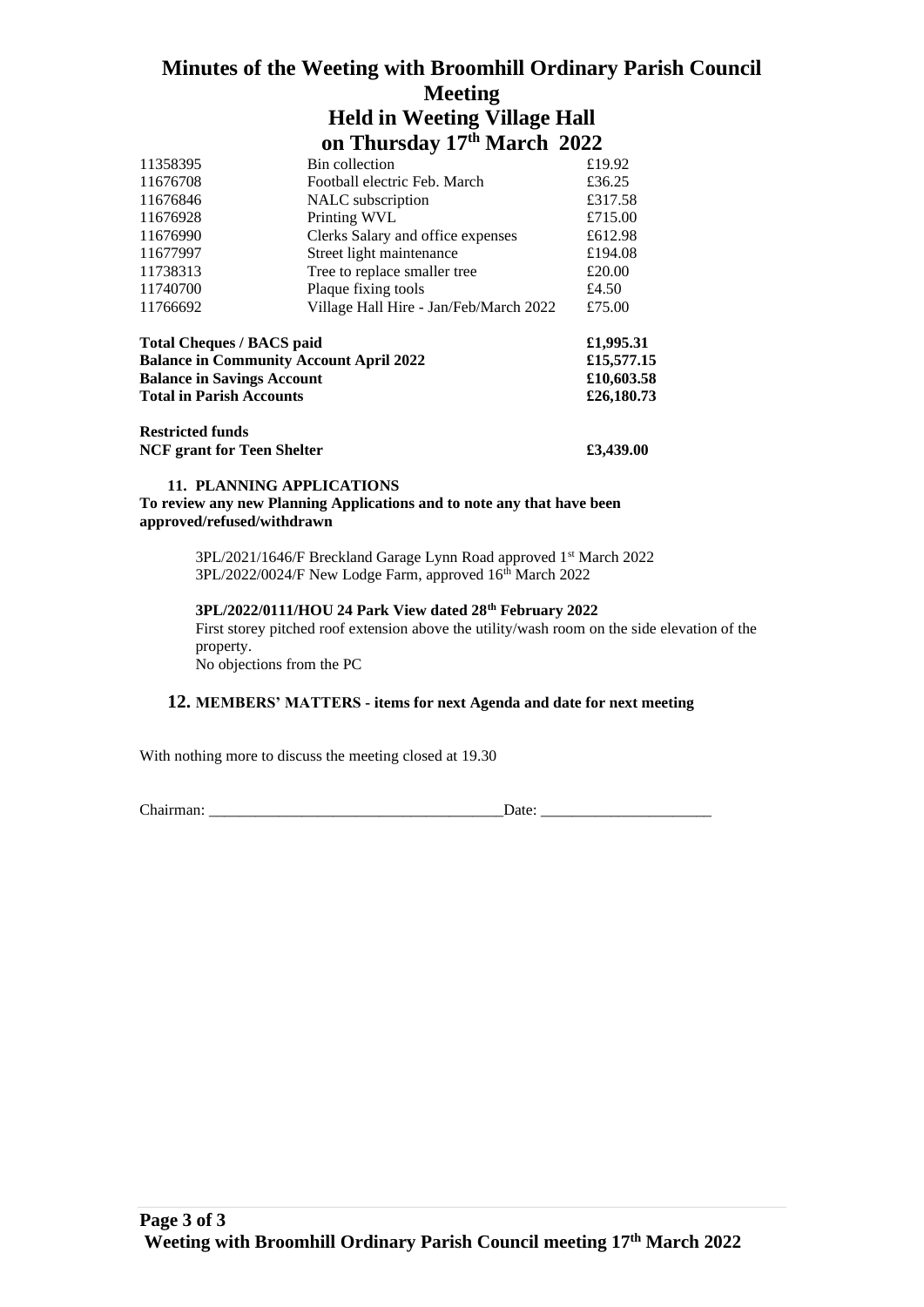# Minutes of the Weeting with Broomhill Ordinary Parish Council Meeting
## Held in Weeting Village Hall
## on Thursday 17th March 2022

| | | |
|---|---|---|
| 11358395 | Bin collection | £19.92 |
| 11676708 | Football electric Feb. March | £36.25 |
| 11676846 | NALC subscription | £317.58 |
| 11676928 | Printing WVL | £715.00 |
| 11676990 | Clerks Salary and office expenses | £612.98 |
| 11677997 | Street light maintenance | £194.08 |
| 11738313 | Tree to replace smaller tree | £20.00 |
| 11740700 | Plaque fixing tools | £4.50 |
| 11766692 | Village Hall Hire - Jan/Feb/March 2022 | £75.00 |

| | |
|---|---|
| **Total Cheques / BACS paid** | **£1,995.31** |
| **Balance in Community Account April 2022** | **£15,577.15** |
| **Balance in Savings Account** | **£10,603.58** |
| **Total in Parish Accounts** | **£26,180.73** |

**Restricted funds**
**NCF grant for Teen Shelter** **£3,439.00**

### 11. PLANNING APPLICATIONS

**To review any new Planning Applications and to note any that have been approved/refused/withdrawn**

3PL/2021/1646/F Breckland Garage Lynn Road approved 1st March 2022
3PL/2022/0024/F New Lodge Farm, approved 16th March 2022

**3PL/2022/0111/HOU 24 Park View dated 28th February 2022**
First storey pitched roof extension above the utility/wash room on the side elevation of the property.
No objections from the PC

### 12. MEMBERS' MATTERS - items for next Agenda and date for next meeting

With nothing more to discuss the meeting closed at 19.30

Chairman: _____________________________________Date: _____________________